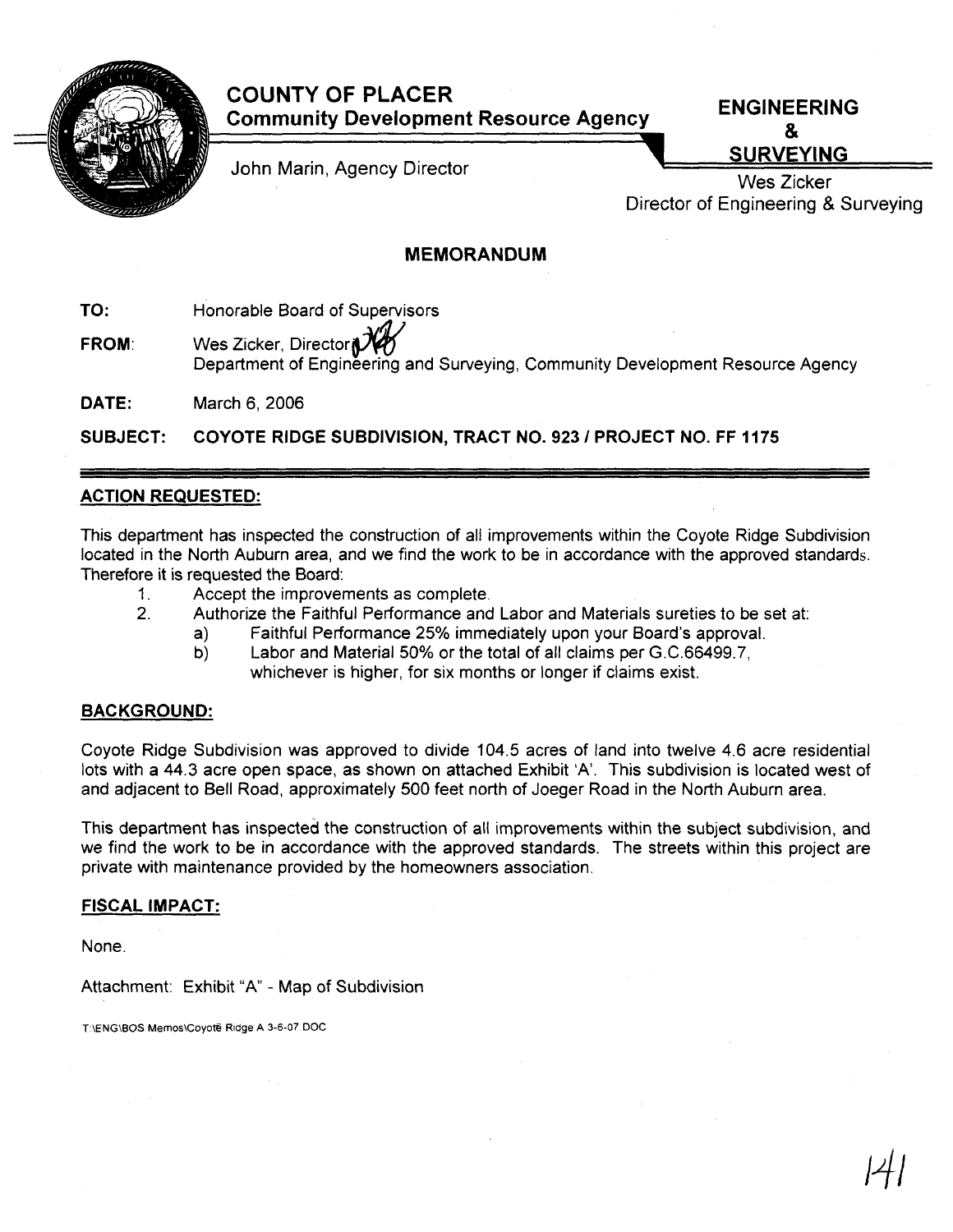# COUNTY OF PLACER

**Community Development Resource Agency**

John Marin, Agency Director

**ENGINEERING & SURVEYING**

Wes Zicker
Director of Engineering & Surveying

## MEMORANDUM

**TO:** Honorable Board of Supervisors

**FROM:** Wes Zicker, Director
Department of Engineering and Surveying, Community Development Resource Agency

**DATE:** March 6, 2006

**SUBJECT: COYOTE RIDGE SUBDIVISION, TRACT NO. 923 / PROJECT NO. FF 1175**

### ACTION REQUESTED:

This department has inspected the construction of all improvements within the Coyote Ridge Subdivision located in the North Auburn area, and we find the work to be in accordance with the approved standards. Therefore it is requested the Board:

1. Accept the improvements as complete.
2. Authorize the Faithful Performance and Labor and Materials sureties to be set at:
   a) Faithful Performance 25% immediately upon your Board's approval.
   b) Labor and Material 50% or the total of all claims per G.C.66499.7, whichever is higher, for six months or longer if claims exist.

### BACKGROUND:

Coyote Ridge Subdivision was approved to divide 104.5 acres of land into twelve 4.6 acre residential lots with a 44.3 acre open space, as shown on attached Exhibit 'A'. This subdivision is located west of and adjacent to Bell Road, approximately 500 feet north of Joeger Road in the North Auburn area.

This department has inspected the construction of all improvements within the subject subdivision, and we find the work to be in accordance with the approved standards. The streets within this project are private with maintenance provided by the homeowners association.

### FISCAL IMPACT:

None.

Attachment: Exhibit "A" - Map of Subdivision

T:\ENG\BOS Memos\Coyote Ridge A 3-6-07.DOC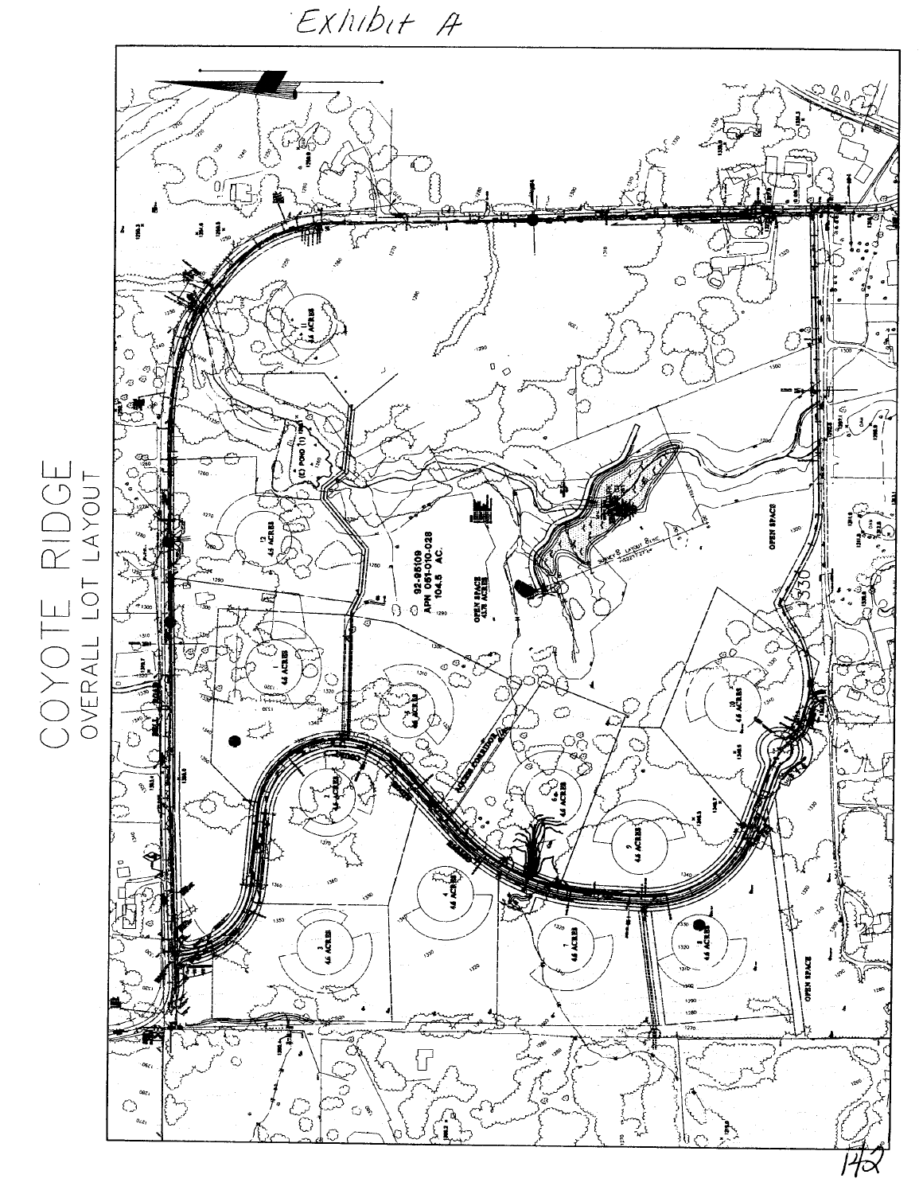Exhibit A

# COYOTE RIDGE

## OVERALL LOT LAYOUT

92-95109
APN 061-010-028
104.5 AC.

OPEN SPACE
43.78 ACRES

OPEN SPACE

(E) POND (1)

1
4.6 ACRES

2
4.6 ACRES

3
4.6 ACRES

4
4.6 ACRES

5
4.6 ACRES

6
4.6 ACRES

7
4.6 ACRES

8
4.6 ACRES

9
4.6 ACRES

10
4.6 ACRES

11
4.6 ACRES

12
4.6 ACRES